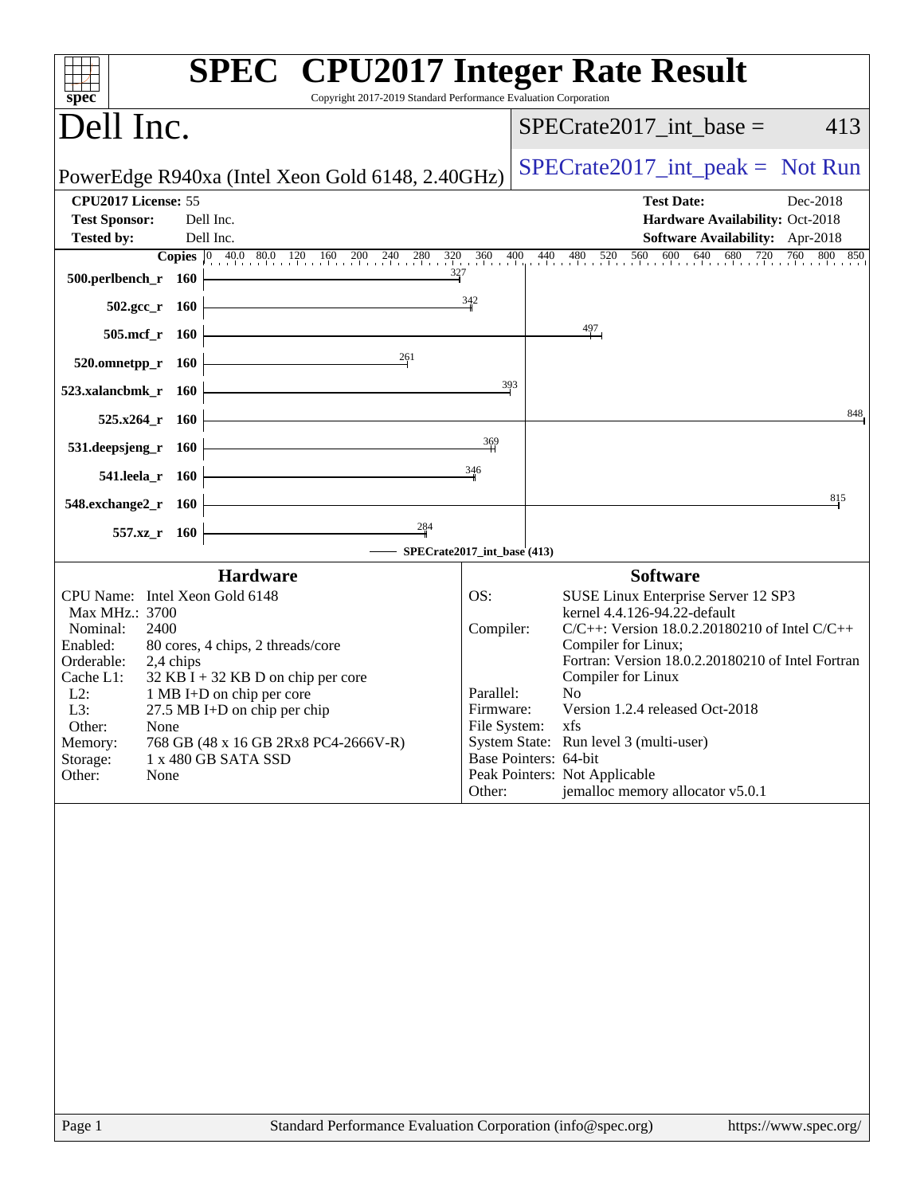# SPEC CPU2017 Integer Rate Result

Copyright 2017-2019 Standard Performance Evaluation Corporation

## Dell Inc.

PowerEdge R940xa (Intel Xeon Gold 6148, 2.40GHz)

SPECrate2017_int_base = 413

SPECrate2017_int_peak = Not Run

**CPU2017 License:** 55
**Test Sponsor:** Dell Inc.
**Tested by:** Dell Inc.

**Test Date:** Dec-2018
**Hardware Availability:** Oct-2018
**Software Availability:** Apr-2018

| Benchmark | Copies | SPECrate2017_int_base |
|---|---|---|
| 500.perlbench_r | 160 | 327 |
| 502.gcc_r | 160 | 342 |
| 505.mcf_r | 160 | 497 |
| 520.omnetpp_r | 160 | 261 |
| 523.xalancbmk_r | 160 | 393 |
| 525.x264_r | 160 | 848 |
| 531.deepsjeng_r | 160 | 369 |
| 541.leela_r | 160 | 346 |
| 548.exchange2_r | 160 | 815 |
| 557.xz_r | 160 | 284 |

SPECrate2017_int_base (413)

### Hardware

| | |
|---|---|
| CPU Name: | Intel Xeon Gold 6148 |
| Max MHz.: | 3700 |
| Nominal: | 2400 |
| Enabled: | 80 cores, 4 chips, 2 threads/core |
| Orderable: | 2,4 chips |
| Cache L1: | 32 KB I + 32 KB D on chip per core |
| L2: | 1 MB I+D on chip per core |
| L3: | 27.5 MB I+D on chip per chip |
| Other: | None |
| Memory: | 768 GB (48 x 16 GB 2Rx8 PC4-2666V-R) |
| Storage: | 1 x 480 GB SATA SSD |
| Other: | None |

### Software

| | |
|---|---|
| OS: | SUSE Linux Enterprise Server 12 SP3 kernel 4.4.126-94.22-default |
| Compiler: | C/C++: Version 18.0.2.20180210 of Intel C/C++ Compiler for Linux; Fortran: Version 18.0.2.20180210 of Intel Fortran Compiler for Linux |
| Parallel: | No |
| Firmware: | Version 1.2.4 released Oct-2018 |
| File System: | xfs |
| System State: | Run level 3 (multi-user) |
| Base Pointers: | 64-bit |
| Peak Pointers: | Not Applicable |
| Other: | jemalloc memory allocator v5.0.1 |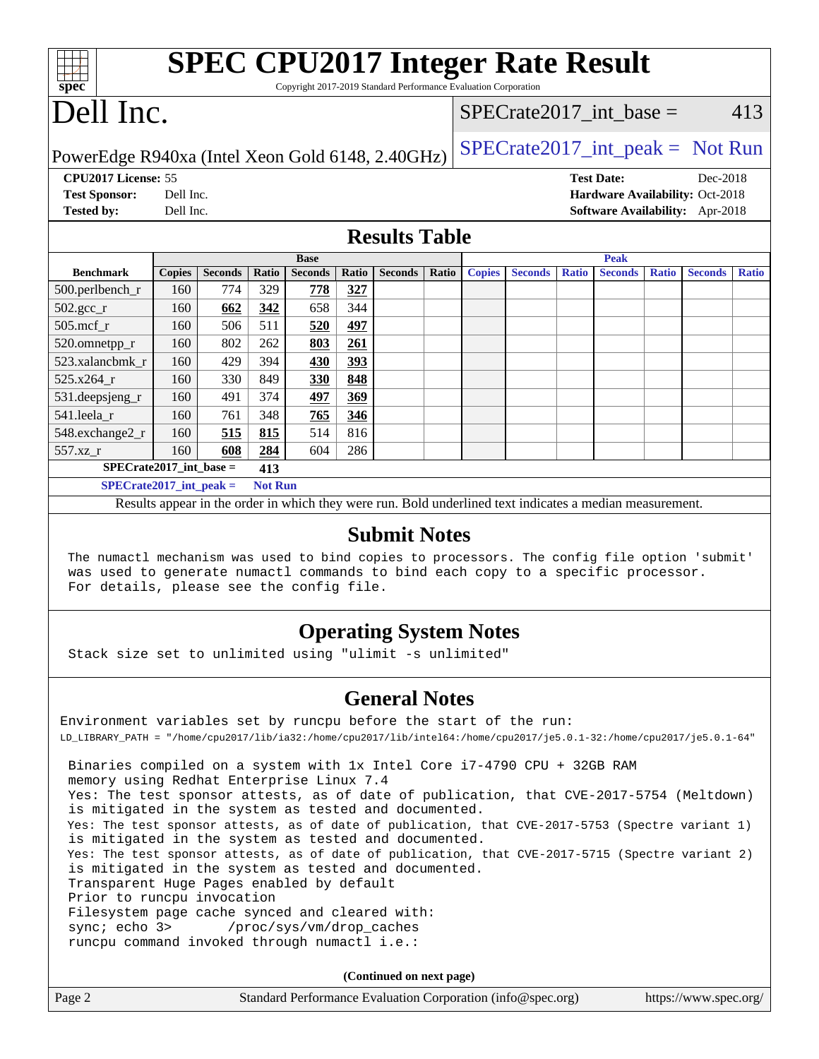# SPEC CPU2017 Integer Rate Result

Copyright 2017-2019 Standard Performance Evaluation Corporation

# Dell Inc.

PowerEdge R940xa (Intel Xeon Gold 6148, 2.40GHz)

SPECrate2017_int_base = 413

SPECrate2017_int_peak = Not Run

**CPU2017 License:** 55
**Test Sponsor:** Dell Inc.
**Tested by:** Dell Inc.

**Test Date:** Dec-2018
**Hardware Availability:** Oct-2018
**Software Availability:** Apr-2018

## Results Table

| Benchmark | Base | | | | | | | Peak | | | | | | |
|---|---|---|---|---|---|---|---|---|---|---|---|---|---|---|
| | Copies | Seconds | Ratio | Seconds | Ratio | Seconds | Ratio | Copies | Seconds | Ratio | Seconds | Ratio | Seconds | Ratio |
| 500.perlbench_r | 160 | 774 | 329 | **778** | **327** | | | | | | | | | |
| 502.gcc_r | 160 | **662** | **342** | 658 | 344 | | | | | | | | | |
| 505.mcf_r | 160 | 506 | 511 | **520** | **497** | | | | | | | | | |
| 520.omnetpp_r | 160 | 802 | 262 | **803** | **261** | | | | | | | | | |
| 523.xalancbmk_r | 160 | 429 | 394 | **430** | **393** | | | | | | | | | |
| 525.x264_r | 160 | 330 | 849 | **330** | **848** | | | | | | | | | |
| 531.deepsjeng_r | 160 | 491 | 374 | **497** | **369** | | | | | | | | | |
| 541.leela_r | 160 | 761 | 348 | **765** | **346** | | | | | | | | | |
| 548.exchange2_r | 160 | **515** | **815** | 514 | 816 | | | | | | | | | |
| 557.xz_r | 160 | **608** | **284** | 604 | 286 | | | | | | | | | |

SPECrate2017_int_base = **413**

SPECrate2017_int_peak = **Not Run**

Results appear in the order in which they were run. Bold underlined text indicates a median measurement.

## Submit Notes

```
The numactl mechanism was used to bind copies to processors. The config file option 'submit'
was used to generate numactl commands to bind each copy to a specific processor.
For details, please see the config file.
```

## Operating System Notes

```
Stack size set to unlimited using "ulimit -s unlimited"
```

## General Notes

```
Environment variables set by runcpu before the start of the run:
LD_LIBRARY_PATH = "/home/cpu2017/lib/ia32:/home/cpu2017/lib/intel64:/home/cpu2017/je5.0.1-32:/home/cpu2017/je5.0.1-64"

 Binaries compiled on a system with 1x Intel Core i7-4790 CPU + 32GB RAM
 memory using Redhat Enterprise Linux 7.4
 Yes: The test sponsor attests, as of date of publication, that CVE-2017-5754 (Meltdown)
 is mitigated in the system as tested and documented.
 Yes: The test sponsor attests, as of date of publication, that CVE-2017-5753 (Spectre variant 1)
 is mitigated in the system as tested and documented.
 Yes: The test sponsor attests, as of date of publication, that CVE-2017-5715 (Spectre variant 2)
 is mitigated in the system as tested and documented.
 Transparent Huge Pages enabled by default
 Prior to runcpu invocation
 Filesystem page cache synced and cleared with:
 sync; echo 3>       /proc/sys/vm/drop_caches
 runcpu command invoked through numactl i.e.:
```

(Continued on next page)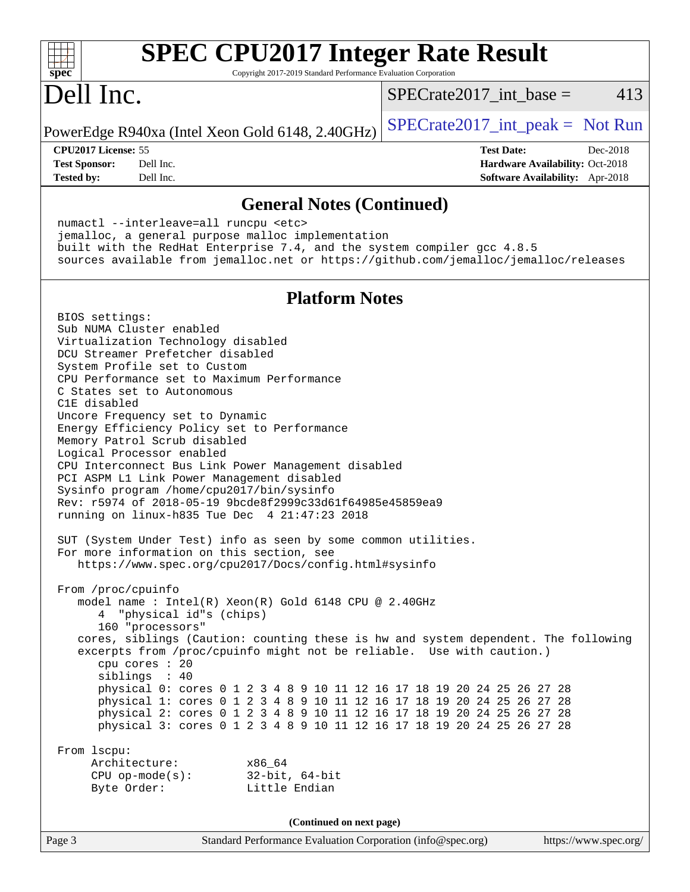# SPEC CPU2017 Integer Rate Result

Copyright 2017-2019 Standard Performance Evaluation Corporation

# Dell Inc.

PowerEdge R940xa (Intel Xeon Gold 6148, 2.40GHz)

SPECrate2017_int_base = 413

SPECrate2017_int_peak = Not Run

**CPU2017 License:** 55
**Test Sponsor:** Dell Inc.
**Tested by:** Dell Inc.

**Test Date:** Dec-2018
**Hardware Availability:** Oct-2018
**Software Availability:** Apr-2018

## General Notes (Continued)

```
numactl --interleave=all runcpu <etc>
jemalloc, a general purpose malloc implementation
built with the RedHat Enterprise 7.4, and the system compiler gcc 4.8.5
sources available from jemalloc.net or https://github.com/jemalloc/jemalloc/releases
```

## Platform Notes

```
BIOS settings:
Sub NUMA Cluster enabled
Virtualization Technology disabled
DCU Streamer Prefetcher disabled
System Profile set to Custom
CPU Performance set to Maximum Performance
C States set to Autonomous
C1E disabled
Uncore Frequency set to Dynamic
Energy Efficiency Policy set to Performance
Memory Patrol Scrub disabled
Logical Processor enabled
CPU Interconnect Bus Link Power Management disabled
PCI ASPM L1 Link Power Management disabled
Sysinfo program /home/cpu2017/bin/sysinfo
Rev: r5974 of 2018-05-19 9bcde8f2999c33d61f64985e45859ea9
running on linux-h835 Tue Dec  4 21:47:23 2018

SUT (System Under Test) info as seen by some common utilities.
For more information on this section, see
   https://www.spec.org/cpu2017/Docs/config.html#sysinfo

From /proc/cpuinfo
   model name : Intel(R) Xeon(R) Gold 6148 CPU @ 2.40GHz
      4  "physical id"s (chips)
      160 "processors"
   cores, siblings (Caution: counting these is hw and system dependent. The following
   excerpts from /proc/cpuinfo might not be reliable.  Use with caution.)
      cpu cores : 20
      siblings  : 40
      physical 0: cores 0 1 2 3 4 8 9 10 11 12 16 17 18 19 20 24 25 26 27 28
      physical 1: cores 0 1 2 3 4 8 9 10 11 12 16 17 18 19 20 24 25 26 27 28
      physical 2: cores 0 1 2 3 4 8 9 10 11 12 16 17 18 19 20 24 25 26 27 28
      physical 3: cores 0 1 2 3 4 8 9 10 11 12 16 17 18 19 20 24 25 26 27 28

From lscpu:
     Architecture:          x86_64
     CPU op-mode(s):        32-bit, 64-bit
     Byte Order:            Little Endian
```

(Continued on next page)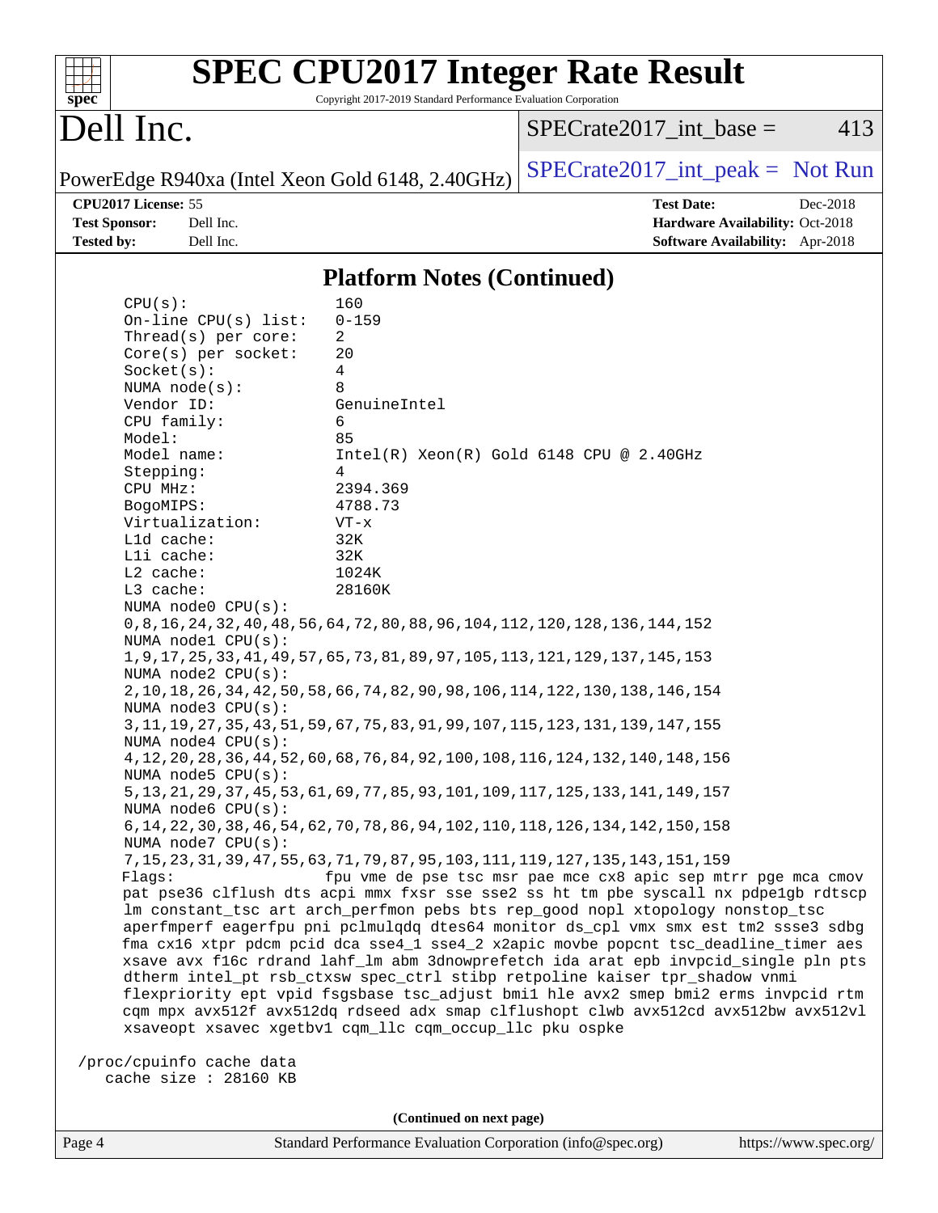## Platform Notes (Continued)

```
CPU(s):                160
On-line CPU(s) list:   0-159
Thread(s) per core:    2
Core(s) per socket:    20
Socket(s):             4
NUMA node(s):          8
Vendor ID:             GenuineIntel
CPU family:            6
Model:                 85
Model name:            Intel(R) Xeon(R) Gold 6148 CPU @ 2.40GHz
Stepping:              4
CPU MHz:               2394.369
BogoMIPS:              4788.73
Virtualization:        VT-x
L1d cache:             32K
L1i cache:             32K
L2 cache:              1024K
L3 cache:              28160K
NUMA node0 CPU(s):
0,8,16,24,32,40,48,56,64,72,80,88,96,104,112,120,128,136,144,152
NUMA node1 CPU(s):
1,9,17,25,33,41,49,57,65,73,81,89,97,105,113,121,129,137,145,153
NUMA node2 CPU(s):
2,10,18,26,34,42,50,58,66,74,82,90,98,106,114,122,130,138,146,154
NUMA node3 CPU(s):
3,11,19,27,35,43,51,59,67,75,83,91,99,107,115,123,131,139,147,155
NUMA node4 CPU(s):
4,12,20,28,36,44,52,60,68,76,84,92,100,108,116,124,132,140,148,156
NUMA node5 CPU(s):
5,13,21,29,37,45,53,61,69,77,85,93,101,109,117,125,133,141,149,157
NUMA node6 CPU(s):
6,14,22,30,38,46,54,62,70,78,86,94,102,110,118,126,134,142,150,158
NUMA node7 CPU(s):
7,15,23,31,39,47,55,63,71,79,87,95,103,111,119,127,135,143,151,159
Flags:                fpu vme de pse tsc msr pae mce cx8 apic sep mtrr pge mca cmov
pat pse36 clflush dts acpi mmx fxsr sse sse2 ss ht tm pbe syscall nx pdpe1gb rdtscp
lm constant_tsc art arch_perfmon pebs bts rep_good nopl xtopology nonstop_tsc
aperfmperf eagerfpu pni pclmulqdq dtes64 monitor ds_cpl vmx smx est tm2 ssse3 sdbg
fma cx16 xtpr pdcm pcid dca sse4_1 sse4_2 x2apic movbe popcnt tsc_deadline_timer aes
xsave avx f16c rdrand lahf_lm abm 3dnowprefetch ida arat epb invpcid_single pln pts
dtherm intel_pt rsb_ctxsw spec_ctrl stibp retpoline kaiser tpr_shadow vnmi
flexpriority ept vpid fsgsbase tsc_adjust bmi1 hle avx2 smep bmi2 erms invpcid rtm
cqm mpx avx512f avx512dq rdseed adx smap clflushopt clwb avx512cd avx512bw avx512vl
xsaveopt xsavec xgetbv1 cqm_llc cqm_occup_llc pku ospke

/proc/cpuinfo cache data
   cache size : 28160 KB
```

(Continued on next page)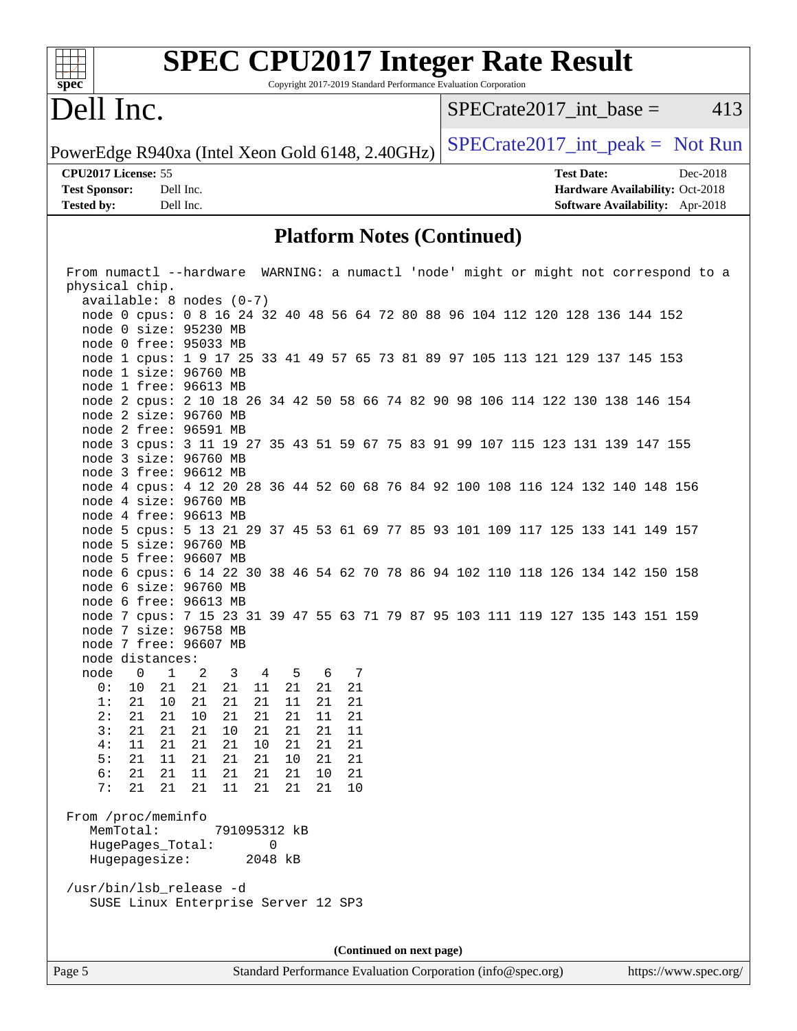## Platform Notes (Continued)

```
From numactl --hardware  WARNING: a numactl 'node' might or might not correspond to a
physical chip.
  available: 8 nodes (0-7)
  node 0 cpus: 0 8 16 24 32 40 48 56 64 72 80 88 96 104 112 120 128 136 144 152
  node 0 size: 95230 MB
  node 0 free: 95033 MB
  node 1 cpus: 1 9 17 25 33 41 49 57 65 73 81 89 97 105 113 121 129 137 145 153
  node 1 size: 96760 MB
  node 1 free: 96613 MB
  node 2 cpus: 2 10 18 26 34 42 50 58 66 74 82 90 98 106 114 122 130 138 146 154
  node 2 size: 96760 MB
  node 2 free: 96591 MB
  node 3 cpus: 3 11 19 27 35 43 51 59 67 75 83 91 99 107 115 123 131 139 147 155
  node 3 size: 96760 MB
  node 3 free: 96612 MB
  node 4 cpus: 4 12 20 28 36 44 52 60 68 76 84 92 100 108 116 124 132 140 148 156
  node 4 size: 96760 MB
  node 4 free: 96613 MB
  node 5 cpus: 5 13 21 29 37 45 53 61 69 77 85 93 101 109 117 125 133 141 149 157
  node 5 size: 96760 MB
  node 5 free: 96607 MB
  node 6 cpus: 6 14 22 30 38 46 54 62 70 78 86 94 102 110 118 126 134 142 150 158
  node 6 size: 96760 MB
  node 6 free: 96613 MB
  node 7 cpus: 7 15 23 31 39 47 55 63 71 79 87 95 103 111 119 127 135 143 151 159
  node 7 size: 96758 MB
  node 7 free: 96607 MB
  node distances:
  node   0   1   2   3   4   5   6   7
    0:  10  21  21  21  11  21  21  21
    1:  21  10  21  21  21  11  21  21
    2:  21  21  10  21  21  21  11  21
    3:  21  21  21  10  21  21  21  11
    4:  11  21  21  21  10  21  21  21
    5:  21  11  21  21  21  10  21  21
    6:  21  21  11  21  21  21  10  21
    7:  21  21  21  11  21  21  21  10

From /proc/meminfo
   MemTotal:       791095312 kB
   HugePages_Total:        0
   Hugepagesize:        2048 kB

/usr/bin/lsb_release -d
   SUSE Linux Enterprise Server 12 SP3
```

(Continued on next page)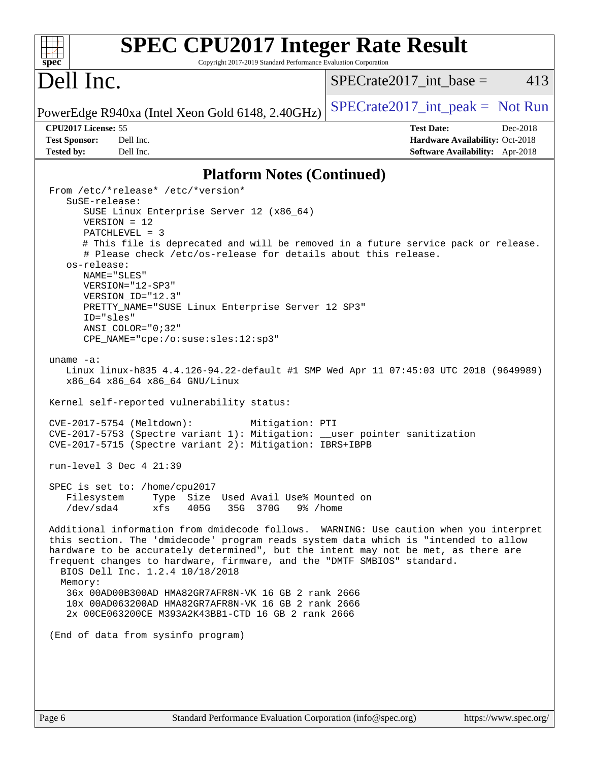## Platform Notes (Continued)

```
From /etc/*release* /etc/*version*
   SuSE-release:
      SUSE Linux Enterprise Server 12 (x86_64)
      VERSION = 12
      PATCHLEVEL = 3
      # This file is deprecated and will be removed in a future service pack or release.
      # Please check /etc/os-release for details about this release.
   os-release:
      NAME="SLES"
      VERSION="12-SP3"
      VERSION_ID="12.3"
      PRETTY_NAME="SUSE Linux Enterprise Server 12 SP3"
      ID="sles"
      ANSI_COLOR="0;32"
      CPE_NAME="cpe:/o:suse:sles:12:sp3"

uname -a:
   Linux linux-h835 4.4.126-94.22-default #1 SMP Wed Apr 11 07:45:03 UTC 2018 (9649989)
   x86_64 x86_64 x86_64 GNU/Linux

Kernel self-reported vulnerability status:

CVE-2017-5754 (Meltdown):          Mitigation: PTI
CVE-2017-5753 (Spectre variant 1): Mitigation: __user pointer sanitization
CVE-2017-5715 (Spectre variant 2): Mitigation: IBRS+IBPB

run-level 3 Dec 4 21:39

SPEC is set to: /home/cpu2017
   Filesystem     Type  Size  Used Avail Use% Mounted on
   /dev/sda4      xfs   405G   35G  370G   9% /home

Additional information from dmidecode follows.  WARNING: Use caution when you interpret
this section. The 'dmidecode' program reads system data which is "intended to allow
hardware to be accurately determined", but the intent may not be met, as there are
frequent changes to hardware, firmware, and the "DMTF SMBIOS" standard.
  BIOS Dell Inc. 1.2.4 10/18/2018
  Memory:
   36x 00AD00B300AD HMA82GR7AFR8N-VK 16 GB 2 rank 2666
   10x 00AD063200AD HMA82GR7AFR8N-VK 16 GB 2 rank 2666
   2x 00CE063200CE M393A2K43BB1-CTD 16 GB 2 rank 2666

(End of data from sysinfo program)
```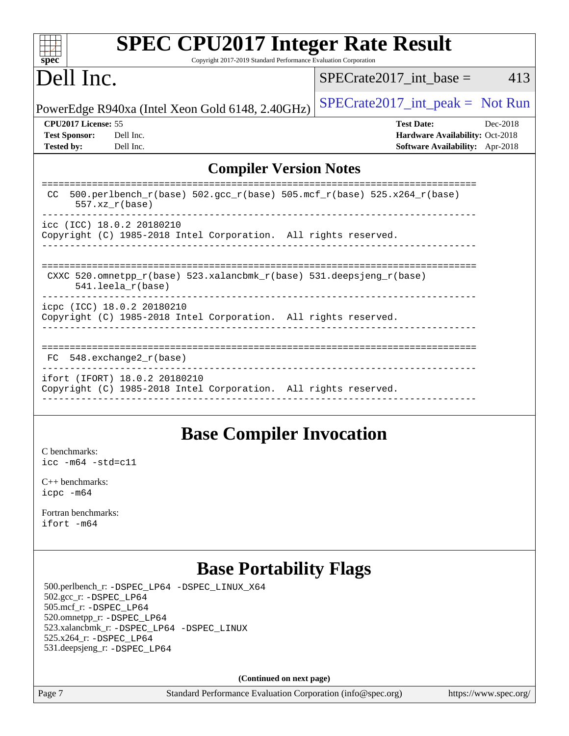## Compiler Version Notes

```
==============================================================================
 CC  500.perlbench_r(base) 502.gcc_r(base) 505.mcf_r(base) 525.x264_r(base)
      557.xz_r(base)
------------------------------------------------------------------------------
icc (ICC) 18.0.2 20180210
Copyright (C) 1985-2018 Intel Corporation.  All rights reserved.
------------------------------------------------------------------------------

==============================================================================
 CXXC 520.omnetpp_r(base) 523.xalancbmk_r(base) 531.deepsjeng_r(base)
      541.leela_r(base)
------------------------------------------------------------------------------
icpc (ICC) 18.0.2 20180210
Copyright (C) 1985-2018 Intel Corporation.  All rights reserved.
------------------------------------------------------------------------------

==============================================================================
 FC  548.exchange2_r(base)
------------------------------------------------------------------------------
ifort (IFORT) 18.0.2 20180210
Copyright (C) 1985-2018 Intel Corporation.  All rights reserved.
------------------------------------------------------------------------------
```

## Base Compiler Invocation

C benchmarks:
`icc -m64 -std=c11`

C++ benchmarks:
`icpc -m64`

Fortran benchmarks:
`ifort -m64`

## Base Portability Flags

500.perlbench_r: `-DSPEC_LP64 -DSPEC_LINUX_X64`
502.gcc_r: `-DSPEC_LP64`
505.mcf_r: `-DSPEC_LP64`
520.omnetpp_r: `-DSPEC_LP64`
523.xalancbmk_r: `-DSPEC_LP64 -DSPEC_LINUX`
525.x264_r: `-DSPEC_LP64`
531.deepsjeng_r: `-DSPEC_LP64`

**(Continued on next page)**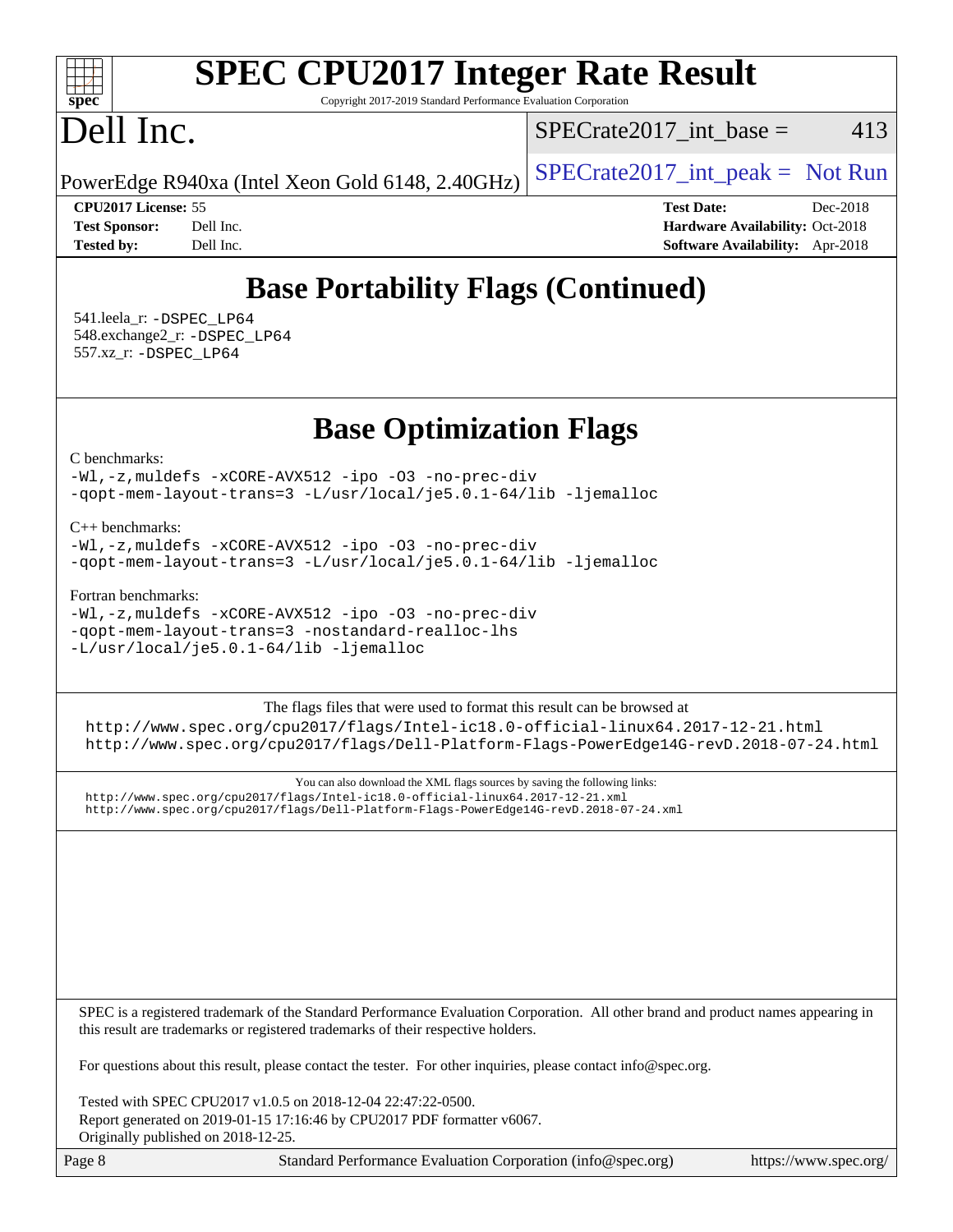## Base Portability Flags (Continued)

541.leela_r: -DSPEC_LP64
548.exchange2_r: -DSPEC_LP64
557.xz_r: -DSPEC_LP64

## Base Optimization Flags

C benchmarks:
-Wl,-z,muldefs -xCORE-AVX512 -ipo -O3 -no-prec-div
-qopt-mem-layout-trans=3 -L/usr/local/je5.0.1-64/lib -ljemalloc

C++ benchmarks:
-Wl,-z,muldefs -xCORE-AVX512 -ipo -O3 -no-prec-div
-qopt-mem-layout-trans=3 -L/usr/local/je5.0.1-64/lib -ljemalloc

Fortran benchmarks:
-Wl,-z,muldefs -xCORE-AVX512 -ipo -O3 -no-prec-div
-qopt-mem-layout-trans=3 -nostandard-realloc-lhs
-L/usr/local/je5.0.1-64/lib -ljemalloc

The flags files that were used to format this result can be browsed at
http://www.spec.org/cpu2017/flags/Intel-ic18.0-official-linux64.2017-12-21.html
http://www.spec.org/cpu2017/flags/Dell-Platform-Flags-PowerEdge14G-revD.2018-07-24.html

You can also download the XML flags sources by saving the following links:
http://www.spec.org/cpu2017/flags/Intel-ic18.0-official-linux64.2017-12-21.xml
http://www.spec.org/cpu2017/flags/Dell-Platform-Flags-PowerEdge14G-revD.2018-07-24.xml

SPEC is a registered trademark of the Standard Performance Evaluation Corporation. All other brand and product names appearing in this result are trademarks or registered trademarks of their respective holders.

For questions about this result, please contact the tester. For other inquiries, please contact info@spec.org.

Tested with SPEC CPU2017 v1.0.5 on 2018-12-04 22:47:22-0500.
Report generated on 2019-01-15 17:16:46 by CPU2017 PDF formatter v6067.
Originally published on 2018-12-25.